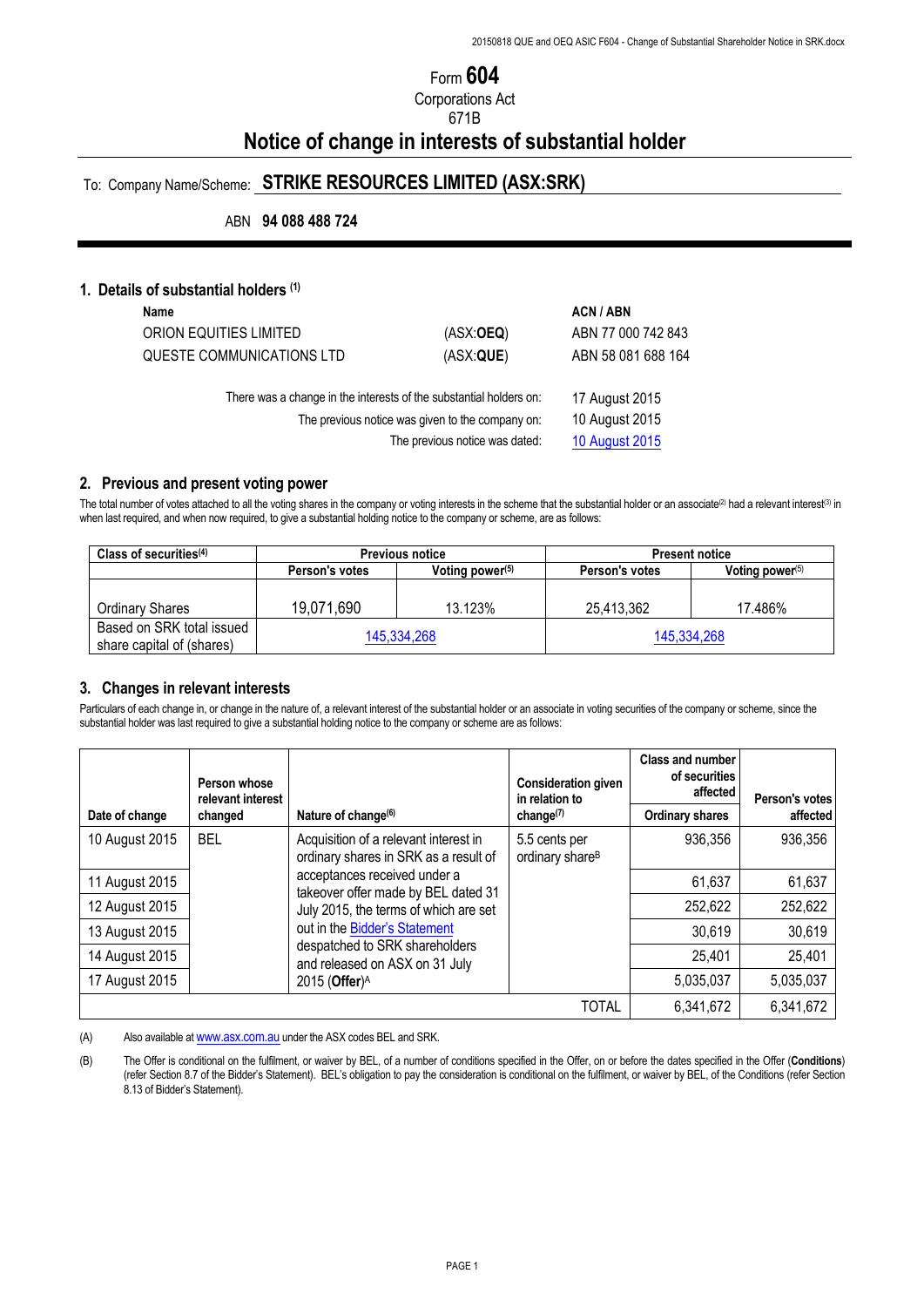# Form 604

Corporations Act
671B

# Notice of change in interests of substantial holder

To: Company Name/Scheme: **STRIKE RESOURCES LIMITED (ASX:SRK)**

ABN **94 088 488 724**

## 1. Details of substantial holders (1)

| **Name** | | **ACN / ABN** |
|---|---|---|
| ORION EQUITIES LIMITED | (ASX:**OEQ**) | ABN 77 000 742 843 |
| QUESTE COMMUNICATIONS LTD | (ASX:**QUE**) | ABN 58 081 688 164 |

There was a change in the interests of the substantial holders on: 17 August 2015

The previous notice was given to the company on: 10 August 2015

The previous notice was dated: 10 August 2015

## 2. Previous and present voting power

The total number of votes attached to all the voting shares in the company or voting interests in the scheme that the substantial holder or an associate(2) had a relevant interest(3) in when last required, and when now required, to give a substantial holding notice to the company or scheme, are as follows:

| Class of securities(4) | Previous notice | | Present notice | |
|---|---|---|---|---|
| | Person's votes | Voting power(5) | Person's votes | Voting power(5) |
| Ordinary Shares | 19,071,690 | 13.123% | 25,413,362 | 17.486% |
| Based on SRK total issued share capital of (shares) | 145,334,268 | | 145,334,268 | |

## 3. Changes in relevant interests

Particulars of each change in, or change in the nature of, a relevant interest of the substantial holder or an associate in voting securities of the company or scheme, since the substantial holder was last required to give a substantial holding notice to the company or scheme are as follows:

| Date of change | Person whose relevant interest changed | Nature of change(6) | Consideration given in relation to change(7) | Class and number of securities affected: Ordinary shares | Person's votes affected |
|---|---|---|---|---|---|
| 10 August 2015 | BEL | Acquisition of a relevant interest in ordinary shares in SRK as a result of acceptances received under a takeover offer made by BEL dated 31 July 2015, the terms of which are set out in the Bidder's Statement despatched to SRK shareholders and released on ASX on 31 July 2015 (**Offer**)A | 5.5 cents per ordinary shareB | 936,356 | 936,356 |
| 11 August 2015 | | | | 61,637 | 61,637 |
| 12 August 2015 | | | | 252,622 | 252,622 |
| 13 August 2015 | | | | 30,619 | 30,619 |
| 14 August 2015 | | | | 25,401 | 25,401 |
| 17 August 2015 | | | | 5,035,037 | 5,035,037 |
| | | | TOTAL | 6,341,672 | 6,341,672 |

(A) Also available at www.asx.com.au under the ASX codes BEL and SRK.

(B) The Offer is conditional on the fulfilment, or waiver by BEL, of a number of conditions specified in the Offer, on or before the dates specified in the Offer (**Conditions**) (refer Section 8.7 of the Bidder's Statement). BEL's obligation to pay the consideration is conditional on the fulfilment, or waiver by BEL, of the Conditions (refer Section 8.13 of Bidder's Statement).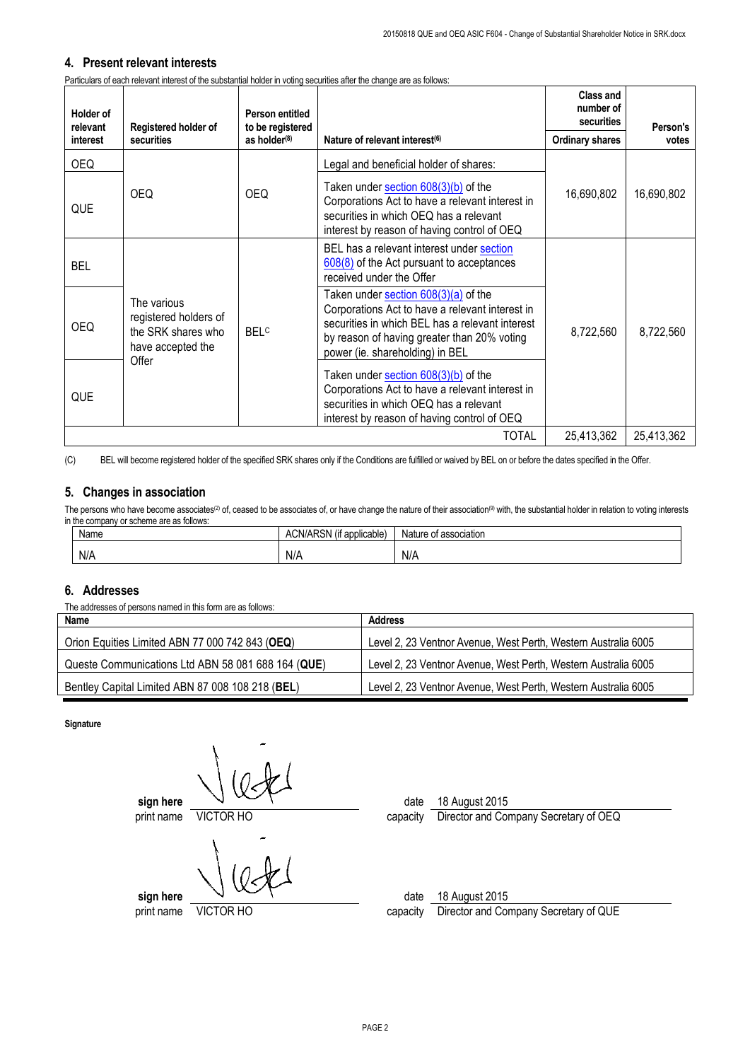## 4. Present relevant interests

Particulars of each relevant interest of the substantial holder in voting securities after the change are as follows:

| Holder of relevant interest | Registered holder of securities | Person entitled to be registered as holder[8] | Nature of relevant interest[6] | Class and number of securities Ordinary shares | Person's votes |
|---|---|---|---|---|---|
| OEQ | OEQ | OEQ | Legal and beneficial holder of shares: | 16,690,802 | 16,690,802 |
| QUE | | | Taken under section 608(3)(b) of the Corporations Act to have a relevant interest in securities in which OEQ has a relevant interest by reason of having control of OEQ | | |
| BEL | The various registered holders of the SRK shares who have accepted the Offer | BEL[C] | BEL has a relevant interest under section 608(8) of the Act pursuant to acceptances received under the Offer | 8,722,560 | 8,722,560 |
| OEQ | | | Taken under section 608(3)(a) of the Corporations Act to have a relevant interest in securities in which BEL has a relevant interest by reason of having greater than 20% voting power (ie. shareholding) in BEL | | |
| QUE | | | Taken under section 608(3)(b) of the Corporations Act to have a relevant interest in securities in which OEQ has a relevant interest by reason of having control of OEQ | | |
| | | | TOTAL | 25,413,362 | 25,413,362 |

(C) BEL will become registered holder of the specified SRK shares only if the Conditions are fulfilled or waived by BEL on or before the dates specified in the Offer.

## 5. Changes in association

The persons who have become associates[2] of, ceased to be associates of, or have change the nature of their association[9] with, the substantial holder in relation to voting interests in the company or scheme are as follows:

| Name | ACN/ARSN (if applicable) | Nature of association |
|---|---|---|
| N/A | N/A | N/A |

## 6. Addresses

The addresses of persons named in this form are as follows:

| Name | Address |
|---|---|
| Orion Equities Limited ABN 77 000 742 843 (**OEQ**) | Level 2, 23 Ventnor Avenue, West Perth, Western Australia 6005 |
| Queste Communications Ltd ABN 58 081 688 164 (**QUE**) | Level 2, 23 Ventnor Avenue, West Perth, Western Australia 6005 |
| Bentley Capital Limited ABN 87 008 108 218 (**BEL**) | Level 2, 23 Ventnor Avenue, West Perth, Western Australia 6005 |

**Signature**

sign here [signature]
print name VICTOR HO
date 18 August 2015
capacity Director and Company Secretary of OEQ

sign here [signature]
print name VICTOR HO
date 18 August 2015
capacity Director and Company Secretary of QUE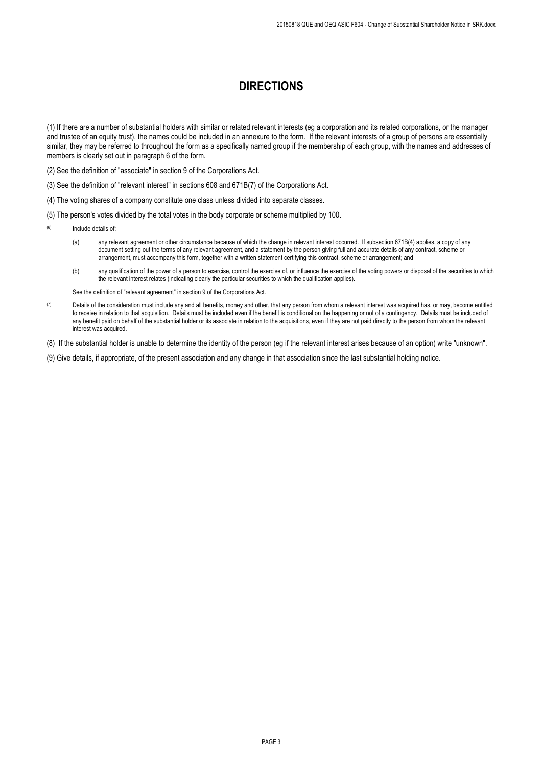# DIRECTIONS

(1) If there are a number of substantial holders with similar or related relevant interests (eg a corporation and its related corporations, or the manager and trustee of an equity trust), the names could be included in an annexure to the form. If the relevant interests of a group of persons are essentially similar, they may be referred to throughout the form as a specifically named group if the membership of each group, with the names and addresses of members is clearly set out in paragraph 6 of the form.

(2) See the definition of "associate" in section 9 of the Corporations Act.

(3) See the definition of "relevant interest" in sections 608 and 671B(7) of the Corporations Act.

(4) The voting shares of a company constitute one class unless divided into separate classes.

(5) The person's votes divided by the total votes in the body corporate or scheme multiplied by 100.

(6) Include details of:

(a) any relevant agreement or other circumstance because of which the change in relevant interest occurred. If subsection 671B(4) applies, a copy of any document setting out the terms of any relevant agreement, and a statement by the person giving full and accurate details of any contract, scheme or arrangement, must accompany this form, together with a written statement certifying this contract, scheme or arrangement; and

(b) any qualification of the power of a person to exercise, control the exercise of, or influence the exercise of the voting powers or disposal of the securities to which the relevant interest relates (indicating clearly the particular securities to which the qualification applies).

See the definition of "relevant agreement" in section 9 of the Corporations Act.

(7) Details of the consideration must include any and all benefits, money and other, that any person from whom a relevant interest was acquired has, or may, become entitled to receive in relation to that acquisition. Details must be included even if the benefit is conditional on the happening or not of a contingency. Details must be included of any benefit paid on behalf of the substantial holder or its associate in relation to the acquisitions, even if they are not paid directly to the person from whom the relevant interest was acquired.

(8) If the substantial holder is unable to determine the identity of the person (eg if the relevant interest arises because of an option) write "unknown".

(9) Give details, if appropriate, of the present association and any change in that association since the last substantial holding notice.